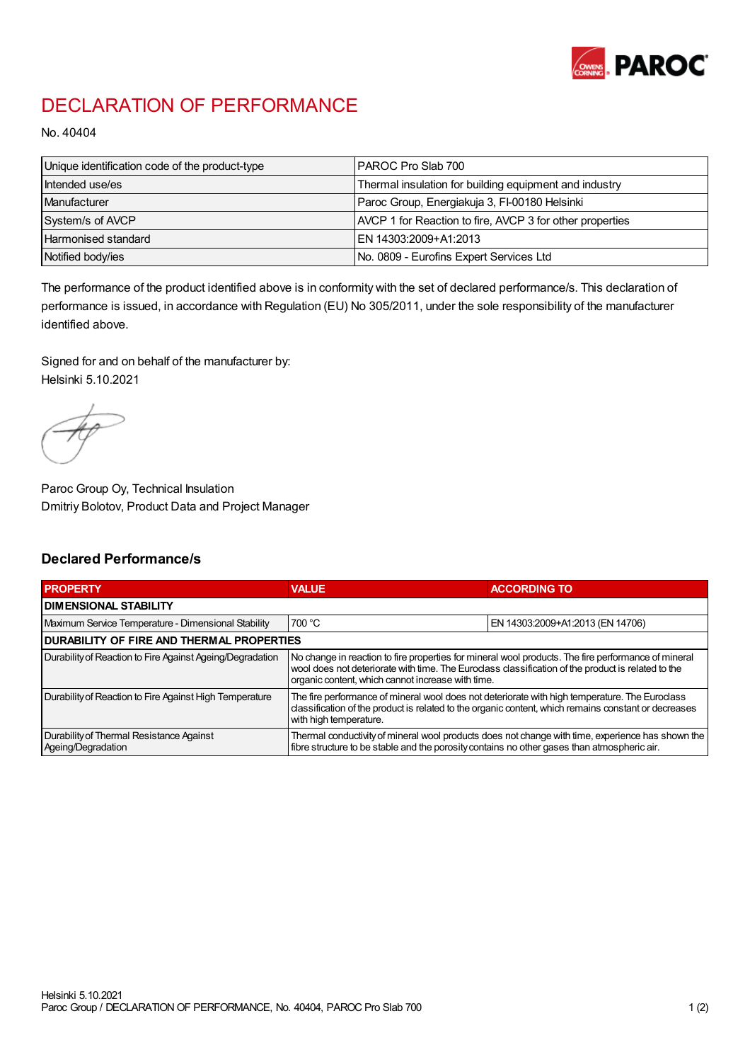# DECLARATION OF PERFORMANCE

No. 40404

| Unique identification code of the product-type | PAROC Pro Slab 700 |
|---|---|
| Intended use/es | Thermal insulation for building equipment and industry |
| Manufacturer | Paroc Group, Energiakuja 3, FI-00180 Helsinki |
| System/s of AVCP | AVCP 1 for Reaction to fire, AVCP 3 for other properties |
| Harmonised standard | EN 14303:2009+A1:2013 |
| Notified body/ies | No. 0809 - Eurofins Expert Services Ltd |

The performance of the product identified above is in conformity with the set of declared performance/s. This declaration of performance is issued, in accordance with Regulation (EU) No 305/2011, under the sole responsibility of the manufacturer identified above.

Signed for and on behalf of the manufacturer by:
Helsinki 5.10.2021

Paroc Group Oy, Technical Insulation
Dmitriy Bolotov, Product Data and Project Manager

## Declared Performance/s

| PROPERTY | VALUE | ACCORDING TO |
|---|---|---|
| **DIMENSIONAL STABILITY** | | |
| Maximum Service Temperature - Dimensional Stability | 700 °C | EN 14303:2009+A1:2013 (EN 14706) |
| **DURABILITY OF FIRE AND THERMAL PROPERTIES** | | |
| Durability of Reaction to Fire Against Ageing/Degradation | No change in reaction to fire properties for mineral wool products. The fire performance of mineral wool does not deteriorate with time. The Euroclass classification of the product is related to the organic content, which cannot increase with time. | |
| Durability of Reaction to Fire Against High Temperature | The fire performance of mineral wool does not deteriorate with high temperature. The Euroclass classification of the product is related to the organic content, which remains constant or decreases with high temperature. | |
| Durability of Thermal Resistance Against Ageing/Degradation | Thermal conductivity of mineral wool products does not change with time, experience has shown the fibre structure to be stable and the porosity contains no other gases than atmospheric air. | |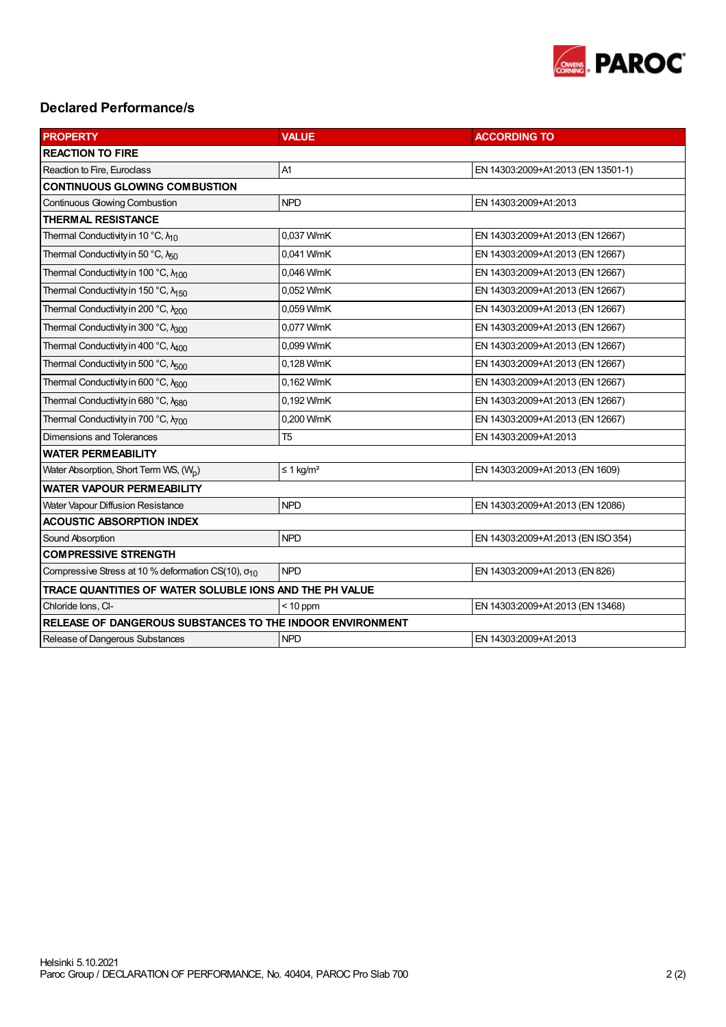## Declared Performance/s

| PROPERTY | VALUE | ACCORDING TO |
|---|---|---|
| **REACTION TO FIRE** | | |
| Reaction to Fire, Euroclass | A1 | EN 14303:2009+A1:2013 (EN 13501-1) |
| **CONTINUOUS GLOWING COMBUSTION** | | |
| Continuous Glowing Combustion | NPD | EN 14303:2009+A1:2013 |
| **THERMAL RESISTANCE** | | |
| Thermal Conductivity in 10 °C, $\lambda_{10}$ | 0,037 W/mK | EN 14303:2009+A1:2013 (EN 12667) |
| Thermal Conductivity in 50 °C, $\lambda_{50}$ | 0,041 W/mK | EN 14303:2009+A1:2013 (EN 12667) |
| Thermal Conductivity in 100 °C, $\lambda_{100}$ | 0,046 W/mK | EN 14303:2009+A1:2013 (EN 12667) |
| Thermal Conductivity in 150 °C, $\lambda_{150}$ | 0,052 W/mK | EN 14303:2009+A1:2013 (EN 12667) |
| Thermal Conductivity in 200 °C, $\lambda_{200}$ | 0,059 W/mK | EN 14303:2009+A1:2013 (EN 12667) |
| Thermal Conductivity in 300 °C, $\lambda_{300}$ | 0,077 W/mK | EN 14303:2009+A1:2013 (EN 12667) |
| Thermal Conductivity in 400 °C, $\lambda_{400}$ | 0,099 W/mK | EN 14303:2009+A1:2013 (EN 12667) |
| Thermal Conductivity in 500 °C, $\lambda_{500}$ | 0,128 W/mK | EN 14303:2009+A1:2013 (EN 12667) |
| Thermal Conductivity in 600 °C, $\lambda_{600}$ | 0,162 W/mK | EN 14303:2009+A1:2013 (EN 12667) |
| Thermal Conductivity in 680 °C, $\lambda_{680}$ | 0,192 W/mK | EN 14303:2009+A1:2013 (EN 12667) |
| Thermal Conductivity in 700 °C, $\lambda_{700}$ | 0,200 W/mK | EN 14303:2009+A1:2013 (EN 12667) |
| Dimensions and Tolerances | T5 | EN 14303:2009+A1:2013 |
| **WATER PERMEABILITY** | | |
| Water Absorption, Short Term WS, ($W_p$) | ≤ 1 kg/m² | EN 14303:2009+A1:2013 (EN 1609) |
| **WATER VAPOUR PERMEABILITY** | | |
| Water Vapour Diffusion Resistance | NPD | EN 14303:2009+A1:2013 (EN 12086) |
| **ACOUSTIC ABSORPTION INDEX** | | |
| Sound Absorption | NPD | EN 14303:2009+A1:2013 (EN ISO 354) |
| **COMPRESSIVE STRENGTH** | | |
| Compressive Stress at 10 % deformation CS(10), $\sigma_{10}$ | NPD | EN 14303:2009+A1:2013 (EN 826) |
| **TRACE QUANTITIES OF WATER SOLUBLE IONS AND THE PH VALUE** | | |
| Chloride Ions, Cl- | < 10 ppm | EN 14303:2009+A1:2013 (EN 13468) |
| **RELEASE OF DANGEROUS SUBSTANCES TO THE INDOOR ENVIRONMENT** | | |
| Release of Dangerous Substances | NPD | EN 14303:2009+A1:2013 |

Helsinki 5.10.2021
Paroc Group / DECLARATION OF PERFORMANCE, No. 40404, PAROC Pro Slab 700